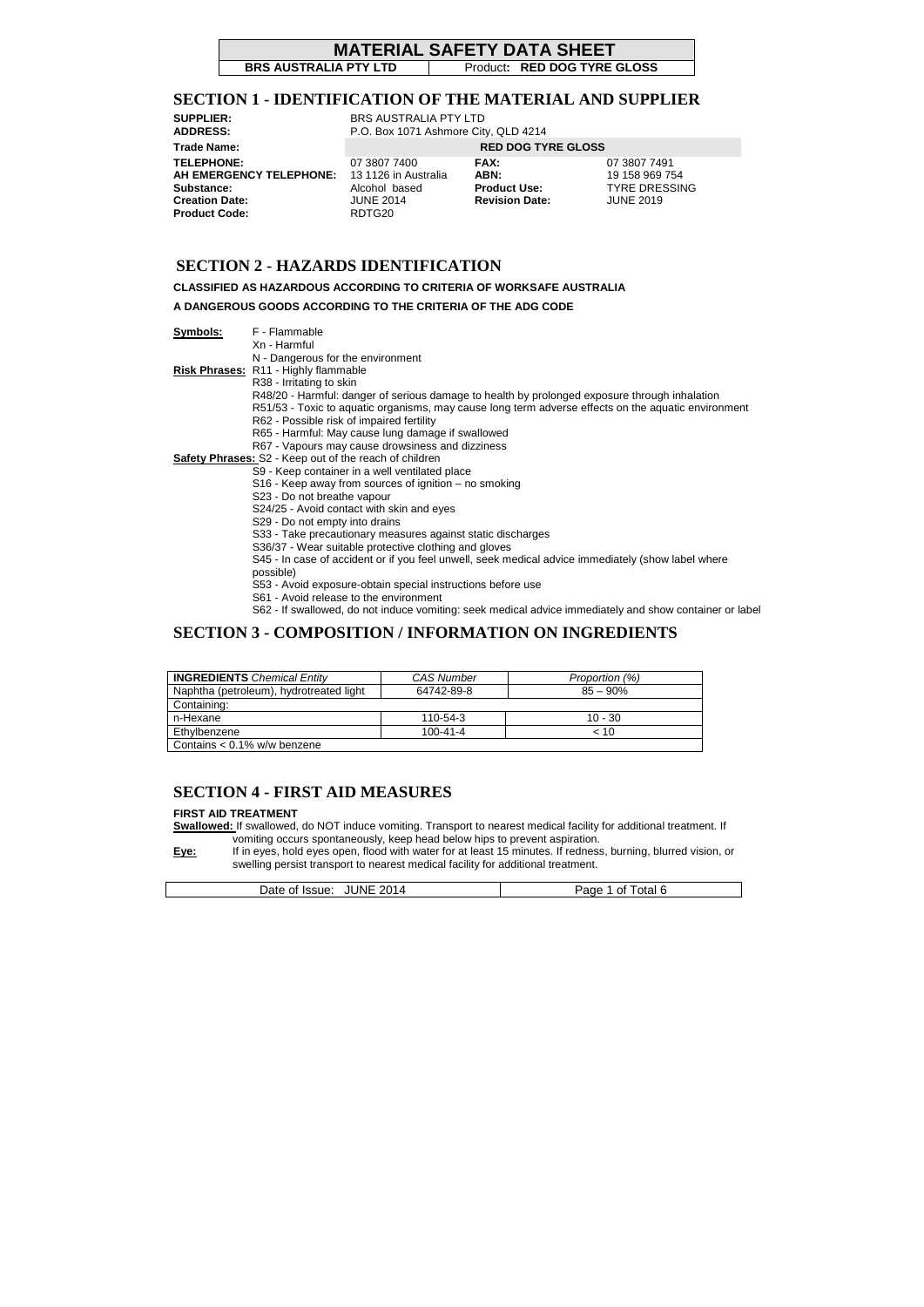# MATERIAL SAFETY DATA SHEET

**BRS AUSTRALIA PTY LTD** | Product**: RED DOG TYRE GLOSS**

## SECTION 1 - IDENTIFICATION OF THE MATERIAL AND SUPPLIER

| | | | |
|---|---|---|---|
| **SUPPLIER:** | BRS AUSTRALIA PTY LTD | | |
| **ADDRESS:** | P.O. Box 1071 Ashmore City, QLD 4214 | | |
| **Trade Name:** | **RED DOG TYRE GLOSS** | | |
| **TELEPHONE:** | 07 3807 7400 | **FAX:** | 07 3807 7491 |
| **AH EMERGENCY TELEPHONE:** | 13 1126 in Australia | **ABN:** | 19 158 969 754 |
| **Substance:** | Alcohol based | **Product Use:** | TYRE DRESSING |
| **Creation Date:** | JUNE 2014 | **Revision Date:** | JUNE 2019 |
| **Product Code:** | RDTG20 | | |

## SECTION 2 - HAZARDS IDENTIFICATION

**CLASSIFIED AS HAZARDOUS ACCORDING TO CRITERIA OF WORKSAFE AUSTRALIA**

**A DANGEROUS GOODS ACCORDING TO THE CRITERIA OF THE ADG CODE**

**Symbols:**
- F - Flammable
- Xn - Harmful
- N - Dangerous for the environment

**Risk Phrases:**
- R11 - Highly flammable
- R38 - Irritating to skin
- R48/20 - Harmful: danger of serious damage to health by prolonged exposure through inhalation
- R51/53 - Toxic to aquatic organisms, may cause long term adverse effects on the aquatic environment
- R62 - Possible risk of impaired fertility
- R65 - Harmful: May cause lung damage if swallowed
- R67 - Vapours may cause drowsiness and dizziness

**Safety Phrases:**
- S2 - Keep out of the reach of children
- S9 - Keep container in a well ventilated place
- S16 - Keep away from sources of ignition – no smoking
- S23 - Do not breathe vapour
- S24/25 - Avoid contact with skin and eyes
- S29 - Do not empty into drains
- S33 - Take precautionary measures against static discharges
- S36/37 - Wear suitable protective clothing and gloves
- S45 - In case of accident or if you feel unwell, seek medical advice immediately (show label where possible)
- S53 - Avoid exposure-obtain special instructions before use
- S61 - Avoid release to the environment
- S62 - If swallowed, do not induce vomiting: seek medical advice immediately and show container or label

## SECTION 3 - COMPOSITION / INFORMATION ON INGREDIENTS

| **INGREDIENTS** *Chemical Entity* | *CAS Number* | *Proportion (%)* |
|---|---|---|
| Naphtha (petroleum), hydrotreated light | 64742-89-8 | 85 – 90% |
| Containing: | | |
| n-Hexane | 110-54-3 | 10 - 30 |
| Ethylbenzene | 100-41-4 | < 10 |
| Contains < 0.1% w/w benzene | | |

## SECTION 4 - FIRST AID MEASURES

**FIRST AID TREATMENT**

**Swallowed:** If swallowed, do NOT induce vomiting. Transport to nearest medical facility for additional treatment. If vomiting occurs spontaneously, keep head below hips to prevent aspiration.

**Eye:** If in eyes, hold eyes open, flood with water for at least 15 minutes. If redness, burning, blurred vision, or swelling persist transport to nearest medical facility for additional treatment.

Date of Issue: JUNE 2014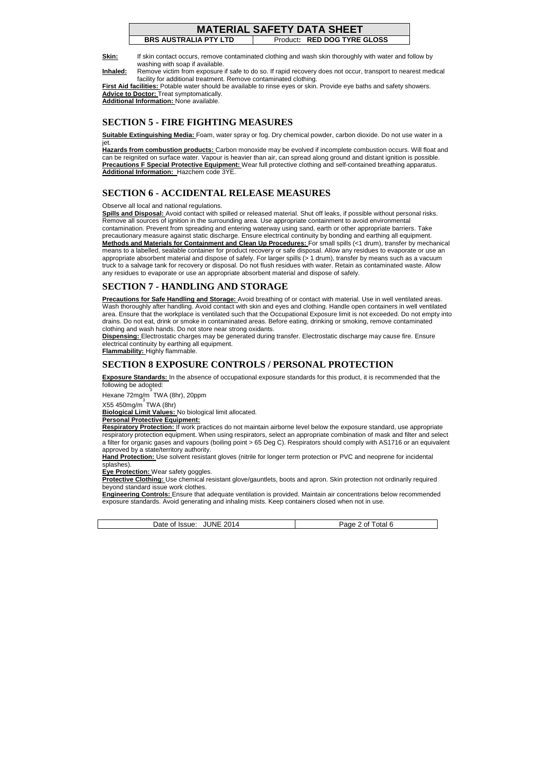**Skin:** If skin contact occurs, remove contaminated clothing and wash skin thoroughly with water and follow by washing with soap if available.

**Inhaled:** Remove victim from exposure if safe to do so. If rapid recovery does not occur, transport to nearest medical facility for additional treatment. Remove contaminated clothing.

**First Aid facilities:** Potable water should be available to rinse eyes or skin. Provide eye baths and safety showers.

**Advice to Doctor:** Treat symptomatically.

**Additional Information:** None available.

## SECTION 5 - FIRE FIGHTING MEASURES

**Suitable Extinguishing Media:** Foam, water spray or fog. Dry chemical powder, carbon dioxide. Do not use water in a jet.

**Hazards from combustion products:** Carbon monoxide may be evolved if incomplete combustion occurs. Will float and can be reignited on surface water. Vapour is heavier than air, can spread along ground and distant ignition is possible.

**Precautions F Special Protective Equipment:** Wear full protective clothing and self-contained breathing apparatus.

**Additional Information:** Hazchem code 3YE.

## SECTION 6 - ACCIDENTAL RELEASE MEASURES

Observe all local and national regulations.

**Spills and Disposal:** Avoid contact with spilled or released material. Shut off leaks, if possible without personal risks. Remove all sources of ignition in the surrounding area. Use appropriate containment to avoid environmental contamination. Prevent from spreading and entering waterway using sand, earth or other appropriate barriers. Take precautionary measure against static discharge. Ensure electrical continuity by bonding and earthing all equipment.

**Methods and Materials for Containment and Clean Up Procedures:** For small spills (<1 drum), transfer by mechanical means to a labelled, sealable container for product recovery or safe disposal. Allow any residues to evaporate or use an appropriate absorbent material and dispose of safely. For larger spills (> 1 drum), transfer by means such as a vacuum truck to a salvage tank for recovery or disposal. Do not flush residues with water. Retain as contaminated waste. Allow any residues to evaporate or use an appropriate absorbent material and dispose of safely.

## SECTION 7 - HANDLING AND STORAGE

**Precautions for Safe Handling and Storage:** Avoid breathing of or contact with material. Use in well ventilated areas. Wash thoroughly after handling. Avoid contact with skin and eyes and clothing. Handle open containers in well ventilated area. Ensure that the workplace is ventilated such that the Occupational Exposure limit is not exceeded. Do not empty into drains. Do not eat, drink or smoke in contaminated areas. Before eating, drinking or smoking, remove contaminated clothing and wash hands. Do not store near strong oxidants.

**Dispensing:** Electrostatic charges may be generated during transfer. Electrostatic discharge may cause fire. Ensure electrical continuity by earthing all equipment.

**Flammability:** Highly flammable.

## SECTION 8 EXPOSURE CONTROLS / PERSONAL PROTECTION

**Exposure Standards:** In the absence of occupational exposure standards for this product, it is recommended that the following be adopted:

Hexane 72mg/m$^3$ TWA (8hr), 20ppm

X55 450mg/m$^3$ TWA (8hr)

**Biological Limit Values:** No biological limit allocated.

**Personal Protective Equipment:**

**Respiratory Protection:** If work practices do not maintain airborne level below the exposure standard, use appropriate respiratory protection equipment. When using respirators, select an appropriate combination of mask and filter and select a filter for organic gases and vapours (boiling point > 65 Deg C). Respirators should comply with AS1716 or an equivalent approved by a state/territory authority.

**Hand Protection:** Use solvent resistant gloves (nitrile for longer term protection or PVC and neoprene for incidental splashes).

**Eye Protection:** Wear safety goggles.

**Protective Clothing:** Use chemical resistant glove/gauntlets, boots and apron. Skin protection not ordinarily required beyond standard issue work clothes.

**Engineering Controls:** Ensure that adequate ventilation is provided. Maintain air concentrations below recommended exposure standards. Avoid generating and inhaling mists. Keep containers closed when not in use.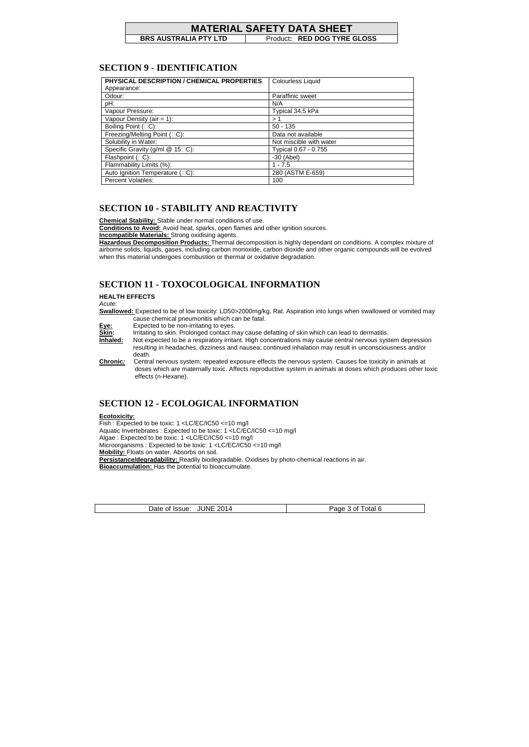## SECTION 9 - IDENTIFICATION

| PHYSICAL DESCRIPTION / CHEMICAL PROPERTIES Appearance: | Colourless Liquid |
|---|---|
| Odour: | Paraffinic sweet |
| pH: | N/A |
| Vapour Pressure: | Typical 34.5 kPa |
| Vapour Density (air = 1): | > 1 |
| Boiling Point (□C): | 50 - 135 |
| Freezing/Melting Point (□C): | Data not available |
| Solubility in Water: | Not miscible with water |
| Specific Gravity (g/ml @ 15□C): | Typical 0.67 - 0.755 |
| Flashpoint (□C): | -30 (Abel) |
| Flammability Limits (%): | 1 - 7.5 |
| Auto Ignition Temperature (□C): | 280 (ASTM E-659) |
| Percent Volatiles: | 100 |

## SECTION 10 - STABILITY AND REACTIVITY

**Chemical Stability:** Stable under normal conditions of use.

**Conditions to Avoid:** Avoid heat, sparks, open flames and other ignition sources.

**Incompatible Materials:** Strong oxidising agents.

**Hazardous Decomposition Products:** Thermal decomposition is highly dependant on conditions. A complex mixture of airborne solids, liquids, gases, including carbon monoxide, carbon dioxide and other organic compounds will be evolved when this material undergoes combustion or thermal or oxidative degradation.

## SECTION 11 - TOXOCOLOGICAL INFORMATION

**HEALTH EFFECTS**

*Acute:*

**Swallowed:** Expected to be of low toxicity: LD50>2000mg/kg, Rat. Aspiration into lungs when swallowed or vomited may cause chemical pneumonitis which can be fatal.

**Eye:** Expected to be non-irritating to eyes.

**Skin:** Irritating to skin. Prolonged contact may cause defatting of skin which can lead to dermatitis.

**Inhaled:** Not expected to be a respiratory irritant. High concentrations may cause central nervous system depression resulting in headaches, dizziness and nausea; continued inhalation may result in unconsciousness and/or death.

**Chronic:** Central nervous system: repeated exposure effects the nervous system. Causes foe toxicity in animals at doses which are maternally toxic. Affects reproductive system in animals at doses which produces other toxic effects (n-Hexane).

## SECTION 12 - ECOLOGICAL INFORMATION

**Ecotoxicity:**

Fish : Expected to be toxic: 1 <LC/EC/IC50 <=10 mg/l

Aquatic Invertebrates : Expected to be toxic: 1 <LC/EC/IC50 <=10 mg/l

Algae : Expected to be toxic: 1 <LC/EC/IC50 <=10 mg/l

Microorganisms : Expected to be toxic: 1 <LC/EC/IC50 <=10 mg/l

**Mobility:** Floats on water. Absorbs on soil.

**Persistance/degradability:** Readily biodegradable. Oxidises by photo-chemical reactions in air.

**Bioaccumulation:** Has the potential to bioaccumulate.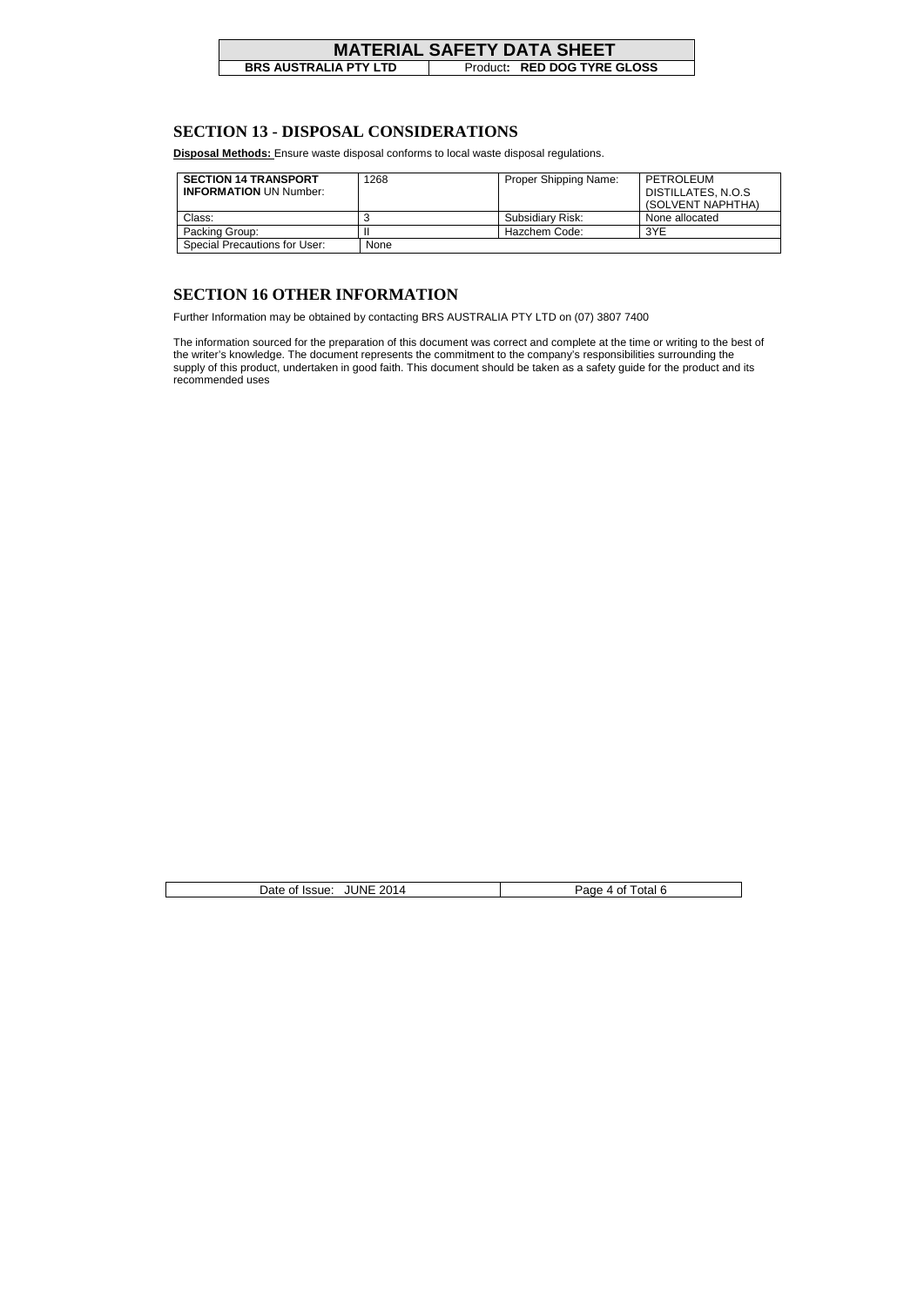## SECTION 13 - DISPOSAL CONSIDERATIONS

**Disposal Methods:** Ensure waste disposal conforms to local waste disposal regulations.

| **SECTION 14 TRANSPORT INFORMATION** UN Number: | 1268 | Proper Shipping Name: | PETROLEUM DISTILLATES, N.O.S (SOLVENT NAPHTHA) |
|---|---|---|---|
| Class: | 3 | Subsidiary Risk: | None allocated |
| Packing Group: | II | Hazchem Code: | 3YE |
| Special Precautions for User: | None | | |

## SECTION 16 OTHER INFORMATION

Further Information may be obtained by contacting BRS AUSTRALIA PTY LTD on (07) 3807 7400

The information sourced for the preparation of this document was correct and complete at the time or writing to the best of the writer's knowledge. The document represents the commitment to the company's responsibilities surrounding the supply of this product, undertaken in good faith. This document should be taken as a safety guide for the product and its recommended uses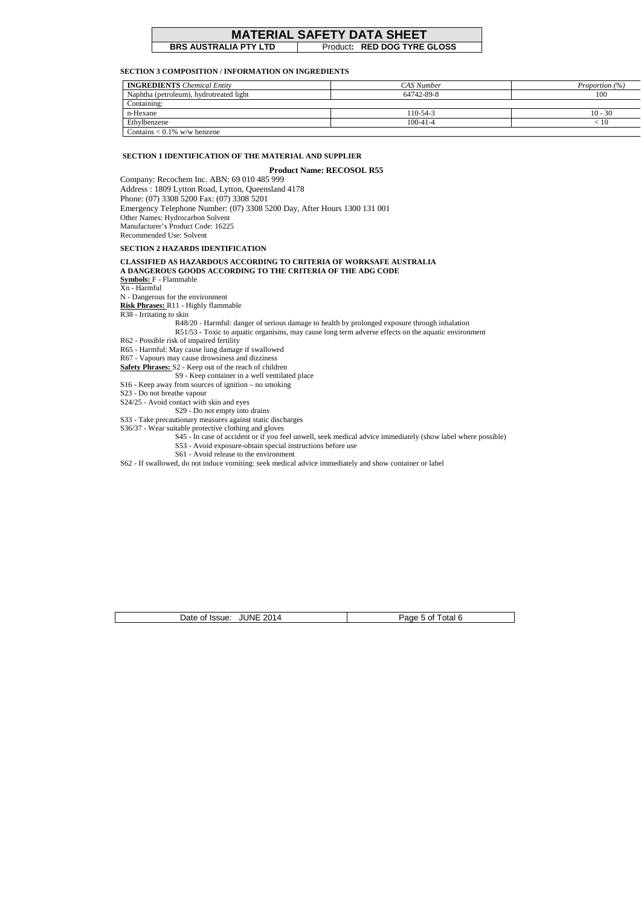# MATERIAL SAFETY DATA SHEET

**BRS AUSTRALIA PTY LTD** | Product**: RED DOG TYRE GLOSS**

## SECTION 3 COMPOSITION / INFORMATION ON INGREDIENTS

| **INGREDIENTS** *Chemical Entity* | *CAS Number* | *Proportion (%)* |
|---|---|---|
| Naphtha (petroleum), hydrotreated light | 64742-89-8 | 100 |
| Containing: | | |
| n-Hexane | 110-54-3 | 10 - 30 |
| Ethylbenzene | 100-41-4 | < 10 |
| Contains < 0.1% w/w benzene | | |

## SECTION 1 IDENTIFICATION OF THE MATERIAL AND SUPPLIER

**Product Name: RECOSOL R55**

Company: Recochem Inc. ABN: 69 010 485 999
Address : 1809 Lytton Road, Lytton, Queensland 4178
Phone: (07) 3308 5200 Fax: (07) 3308 5201
Emergency Telephone Number: (07) 3308 5200 Day, After Hours 1300 131 001
Other Names: Hydrocarbon Solvent
Manufacturer's Product Code: 16225
Recommended Use: Solvent

## SECTION 2 HAZARDS IDENTIFICATION

**CLASSIFIED AS HAZARDOUS ACCORDING TO CRITERIA OF WORKSAFE AUSTRALIA**
**A DANGEROUS GOODS ACCORDING TO THE CRITERIA OF THE ADG CODE**

**Symbols:** F - Flammable
Xn - Harmful
N - Dangerous for the environment

**Risk Phrases:** R11 - Highly flammable
R38 - Irritating to skin
R48/20 - Harmful: danger of serious damage to health by prolonged exposure through inhalation
R51/53 - Toxic to aquatic organisms, may cause long term adverse effects on the aquatic environment
R62 - Possible risk of impaired fertility
R65 - Harmful: May cause lung damage if swallowed
R67 - Vapours may cause drowsiness and dizziness

**Safety Phrases:** S2 - Keep out of the reach of children
S9 - Keep container in a well ventilated place
S16 - Keep away from sources of ignition – no smoking
S23 - Do not breathe vapour
S24/25 - Avoid contact with skin and eyes
S29 - Do not empty into drains
S33 - Take precautionary measures against static discharges
S36/37 - Wear suitable protective clothing and gloves
S45 - In case of accident or if you feel unwell, seek medical advice immediately (show label where possible)
S53 - Avoid exposure-obtain special instructions before use
S61 - Avoid release to the environment
S62 - If swallowed, do not induce vomiting: seek medical advice immediately and show container or label

Date of Issue: JUNE 2014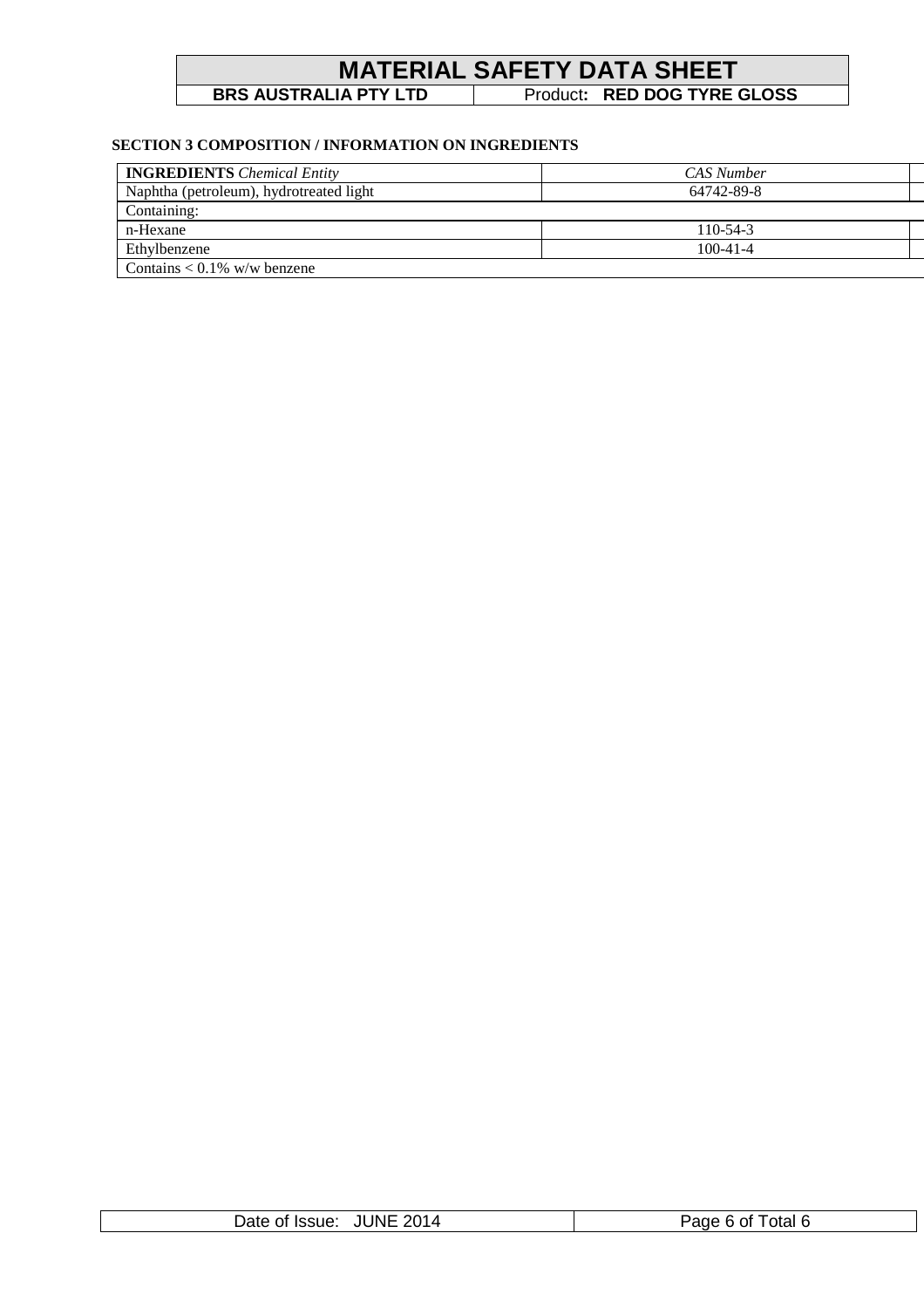**SECTION 3 COMPOSITION / INFORMATION ON INGREDIENTS**

| **INGREDIENTS** *Chemical Entity* | *CAS Number* |
|---|---|
| Naphtha (petroleum), hydrotreated light | 64742-89-8 |
| Containing: | |
| n-Hexane | 110-54-3 |
| Ethylbenzene | 100-41-4 |
| Contains < 0.1% w/w benzene | |